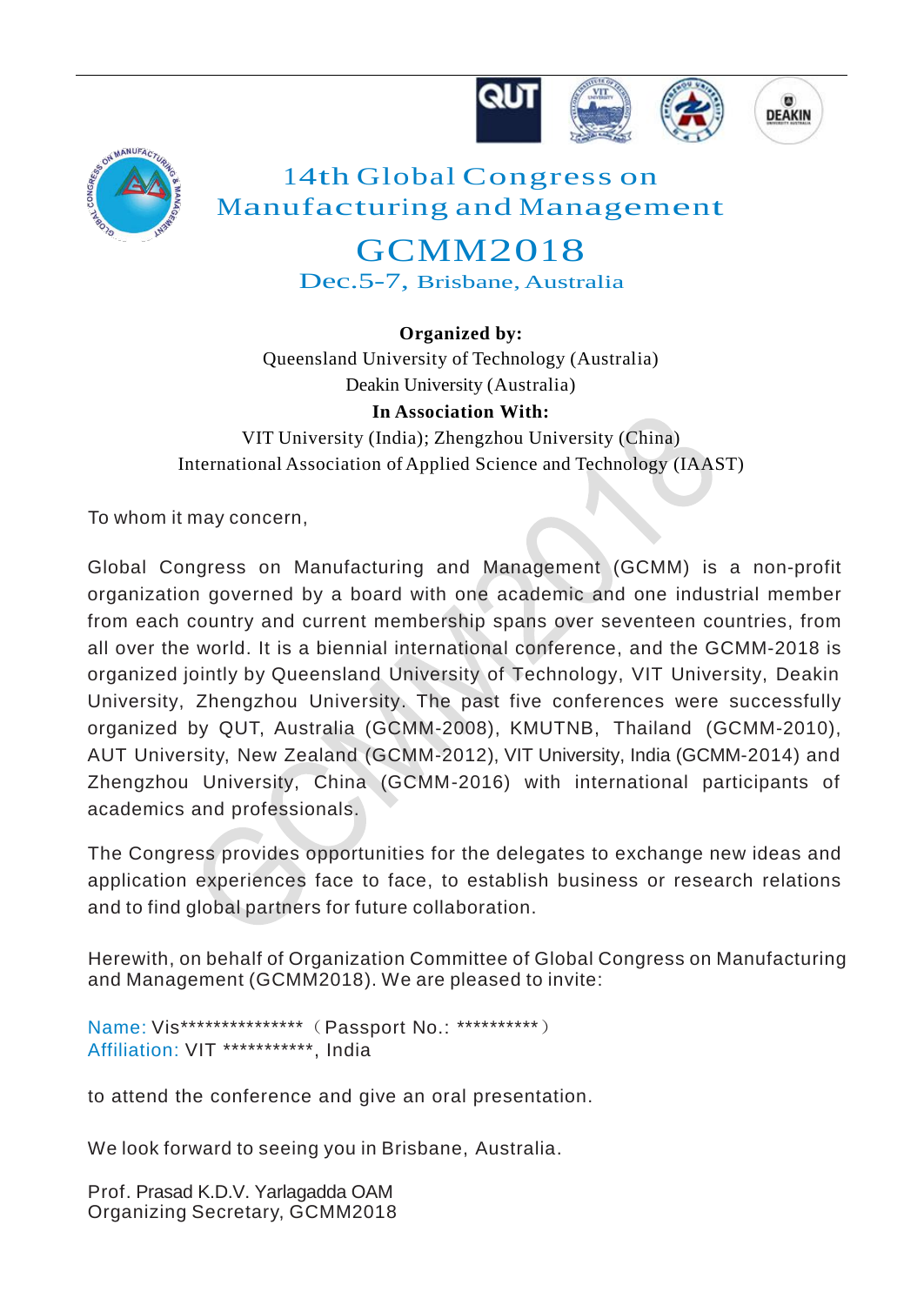# 14th Global Congress on Manufacturing and Management

# GCMM2018

## Dec.5-7, Brisbane, Australia

**Organized by:**

Queensland University of Technology (Australia)

Deakin University (Australia)

**In Association With:**

VIT University (India); Zhengzhou University (China)

International Association of Applied Science and Technology (IAAST)

To whom it may concern,

Global Congress on Manufacturing and Management (GCMM) is a non-profit organization governed by a board with one academic and one industrial member from each country and current membership spans over seventeen countries, from all over the world. It is a biennial international conference, and the GCMM-2018 is organized jointly by Queensland University of Technology, VIT University, Deakin University, Zhengzhou University. The past five conferences were successfully organized by QUT, Australia (GCMM-2008), KMUTNB, Thailand (GCMM-2010), AUT University, New Zealand (GCMM-2012), VIT University, India (GCMM-2014) and Zhengzhou University, China (GCMM-2016) with international participants of academics and professionals.

The Congress provides opportunities for the delegates to exchange new ideas and application experiences face to face, to establish business or research relations and to find global partners for future collaboration.

Herewith, on behalf of Organization Committee of Global Congress on Manufacturing and Management (GCMM2018). We are pleased to invite:

Name: Vis***************（Passport No.: **********）
Affiliation: VIT ***********, India

to attend the conference and give an oral presentation.

We look forward to seeing you in Brisbane, Australia.

Prof. Prasad K.D.V. Yarlagadda OAM
Organizing Secretary, GCMM2018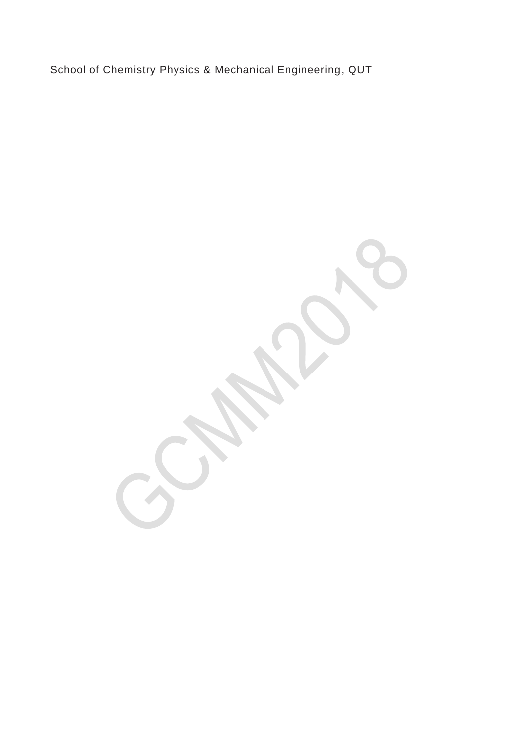School of Chemistry Physics & Mechanical Engineering, QUT